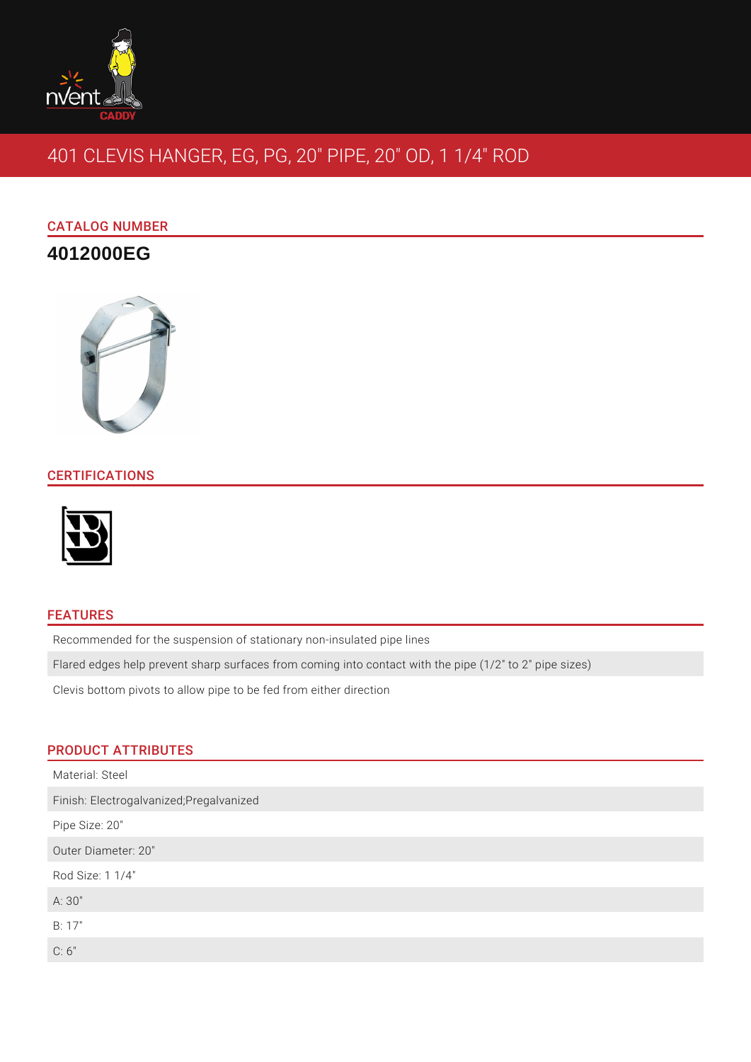# 401 CLEVIS HANGER, EG, PG, 20" PIPE, 20" OD, 1 1/4" ROD

## CATALOG NUMBER

**4012000EG**

## CERTIFICATIONS

## FEATURES

Recommended for the suspension of stationary non-insulated pipe lines

Flared edges help prevent sharp surfaces from coming into contact with the pipe (1/2" to 2" pipe sizes)

Clevis bottom pivots to allow pipe to be fed from either direction

## PRODUCT ATTRIBUTES

Material: Steel

Finish: Electrogalvanized;Pregalvanized

Pipe Size: 20"

Outer Diameter: 20"

Rod Size: 1 1/4"

A: 30"

B: 17"

C: 6"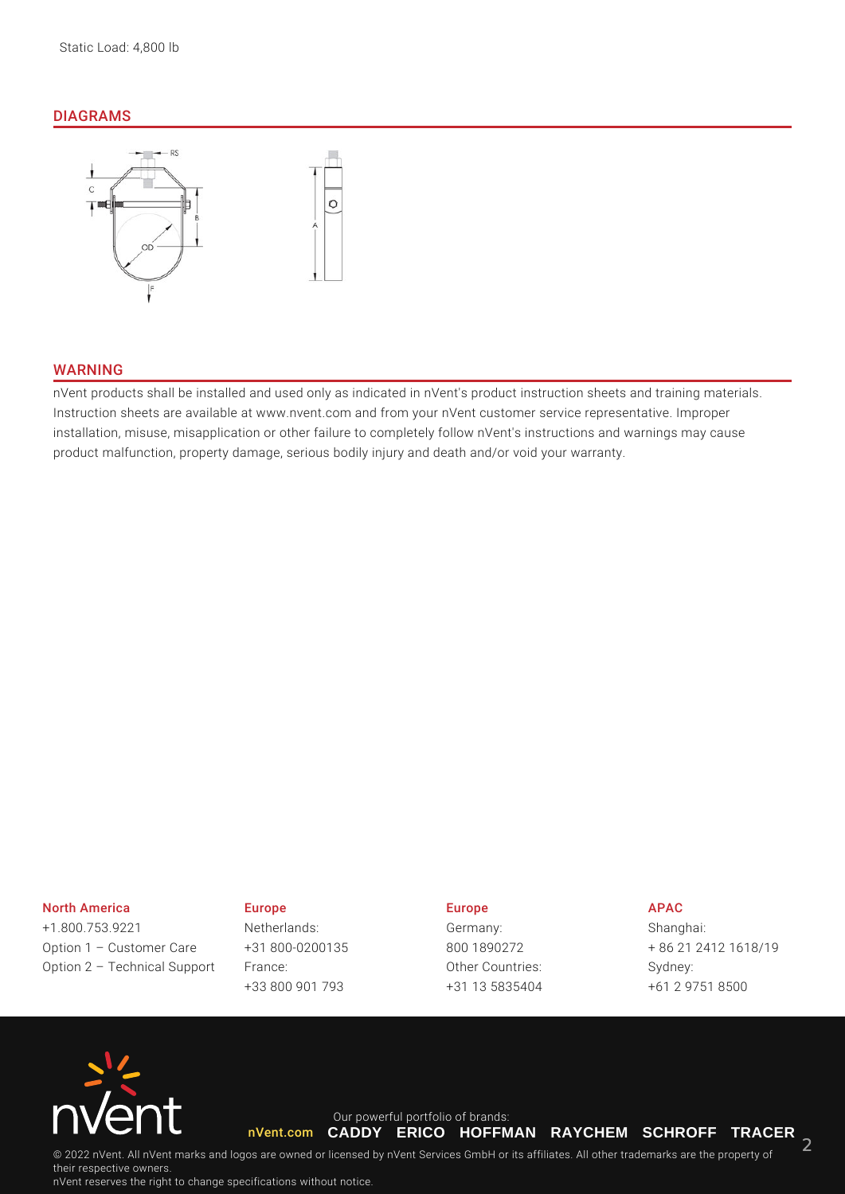Static Load: 4,800 lb

## DIAGRAMS

RS

C

B

OD

F

A

## WARNING

nVent products shall be installed and used only as indicated in nVent's product instruction sheets and training materials. Instruction sheets are available at www.nvent.com and from your nVent customer service representative. Improper installation, misuse, misapplication or other failure to completely follow nVent's instructions and warnings may cause product malfunction, property damage, serious bodily injury and death and/or void your warranty.

**North America**
+1.800.753.9221
Option 1 – Customer Care
Option 2 – Technical Support

**Europe**
Netherlands:
+31 800-0200135
France:
+33 800 901 793

**Europe**
Germany:
800 1890272
Other Countries:
+31 13 5835404

**APAC**
Shanghai:
+ 86 21 2412 1618/19
Sydney:
+61 2 9751 8500

Our powerful portfolio of brands:
nVent.com CADDY ERICO HOFFMAN RAYCHEM SCHROFF TRACER

© 2022 nVent. All nVent marks and logos are owned or licensed by nVent Services GmbH or its affiliates. All other trademarks are the property of their respective owners.
nVent reserves the right to change specifications without notice.